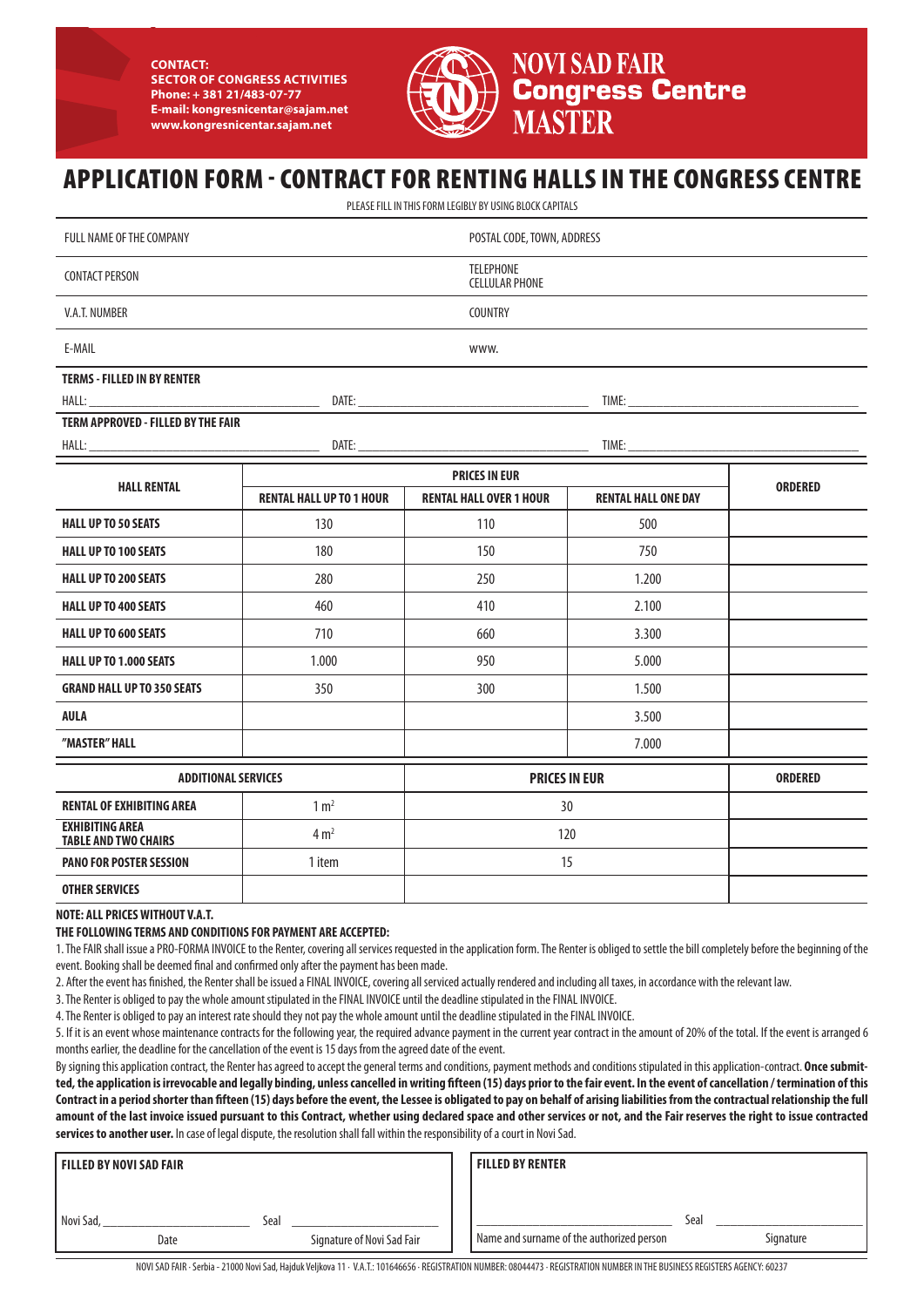CONTACT:
SECTOR OF CONGRESS ACTIVITIES
Phone: + 381 21/483-07-77
E-mail: kongresnicentar@sajam.net
www.kongresnicentar.sajam.net

**NOVI SAD FAIR**
**Congress Centre**
**MASTER**

# APPLICATION FORM - CONTRACT FOR RENTING HALLS IN THE CONGRESS CENTRE

PLEASE FILL IN THIS FORM LEGIBLY BY USING BLOCK CAPITALS

| FULL NAME OF THE COMPANY | POSTAL CODE, TOWN, ADDRESS |
|---|---|
| CONTACT PERSON | TELEPHONE<br>CELLULAR PHONE |
| V.A.T. NUMBER | COUNTRY |
| E-MAIL | www. |

**TERMS - FILLED IN BY RENTER**

HALL: ______________ DATE: ______________ TIME: ______________

**TERM APPROVED - FILLED BY THE FAIR**

HALL: ______________ DATE: ______________ TIME: ______________

| HALL RENTAL | PRICES IN EUR | | | ORDERED |
|---|---|---|---|---|
| | RENTAL HALL UP TO 1 HOUR | RENTAL HALL OVER 1 HOUR | RENTAL HALL ONE DAY | |
| HALL UP TO 50 SEATS | 130 | 110 | 500 | |
| HALL UP TO 100 SEATS | 180 | 150 | 750 | |
| HALL UP TO 200 SEATS | 280 | 250 | 1.200 | |
| HALL UP TO 400 SEATS | 460 | 410 | 2.100 | |
| HALL UP TO 600 SEATS | 710 | 660 | 3.300 | |
| HALL UP TO 1.000 SEATS | 1.000 | 950 | 5.000 | |
| GRAND HALL UP TO 350 SEATS | 350 | 300 | 1.500 | |
| AULA | | | 3.500 | |
| "MASTER" HALL | | | 7.000 | |

| ADDITIONAL SERVICES | | PRICES IN EUR | ORDERED |
|---|---|---|---|
| RENTAL OF EXHIBITING AREA | 1 m$^2$ | 30 | |
| EXHIBITING AREA TABLE AND TWO CHAIRS | 4 m$^2$ | 120 | |
| PANO FOR POSTER SESSION | 1 item | 15 | |
| OTHER SERVICES | | | |

**NOTE: ALL PRICES WITHOUT V.A.T.**

**THE FOLLOWING TERMS AND CONDITIONS FOR PAYMENT ARE ACCEPTED:**

1. The FAIR shall issue a PRO-FORMA INVOICE to the Renter, covering all services requested in the application form. The Renter is obliged to settle the bill completely before the beginning of the event. Booking shall be deemed final and confirmed only after the payment has been made.
2. After the event has finished, the Renter shall be issued a FINAL INVOICE, covering all serviced actually rendered and including all taxes, in accordance with the relevant law.
3. The Renter is obliged to pay the whole amount stipulated in the FINAL INVOICE until the deadline stipulated in the FINAL INVOICE.
4. The Renter is obliged to pay an interest rate should they not pay the whole amount until the deadline stipulated in the FINAL INVOICE.
5. If it is an event whose maintenance contracts for the following year, the required advance payment in the current year contract in the amount of 20% of the total. If the event is arranged 6 months earlier, the deadline for the cancellation of the event is 15 days from the agreed date of the event.

By signing this application contract, the Renter has agreed to accept the general terms and conditions, payment methods and conditions stipulated in this application-contract. **Once submitted, the application is irrevocable and legally binding, unless cancelled in writing fifteen (15) days prior to the fair event. In the event of cancellation / termination of this Contract in a period shorter than fifteen (15) days before the event, the Lessee is obligated to pay on behalf of arising liabilities from the contractual relationship the full amount of the last invoice issued pursuant to this Contract, whether using declared space and other services or not, and the Fair reserves the right to issue contracted services to another user.** In case of legal dispute, the resolution shall fall within the responsibility of a court in Novi Sad.

| FILLED BY NOVI SAD FAIR | FILLED BY RENTER |
|---|---|
| Novi Sad, ______________ Seal ______________ | ______________ Seal ______________ |
| Date / Signature of Novi Sad Fair | Name and surname of the authorized person / Signature |

NOVI SAD FAIR · Serbia · 21000 Novi Sad, Hajduk Veljkova 11 · V.A.T.: 101646656 · REGISTRATION NUMBER: 08044473 · REGISTRATION NUMBER IN THE BUSINESS REGISTERS AGENCY: 60237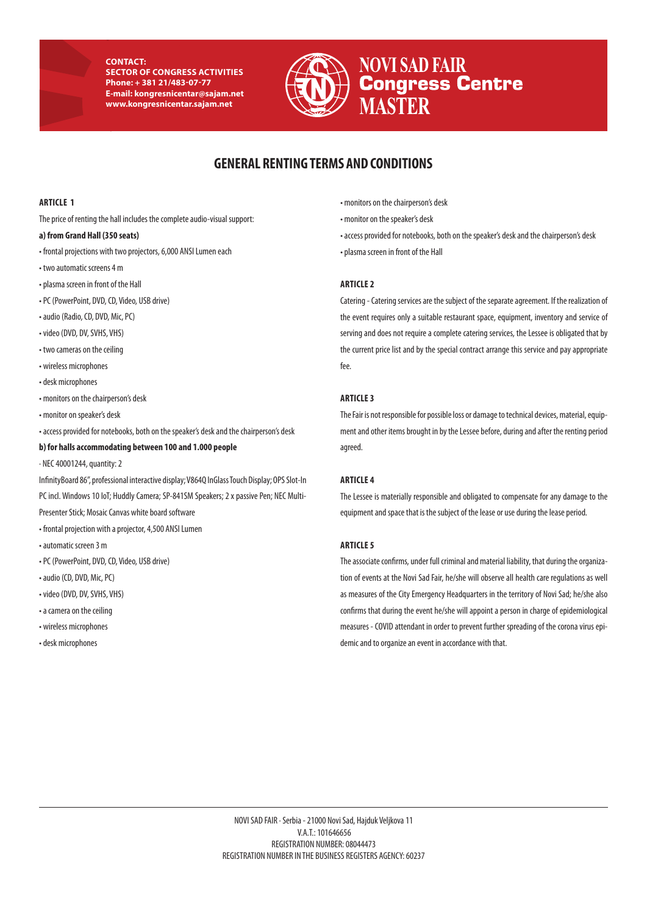CONTACT:
SECTOR OF CONGRESS ACTIVITIES
Phone: + 381 21/483-07-77
E-mail: kongresnicentar@sajam.net
www.kongresnicentar.sajam.net

NOVI SAD FAIR
Congress Centre
MASTER

# GENERAL RENTING TERMS AND CONDITIONS

**ARTICLE 1**

The price of renting the hall includes the complete audio-visual support:

**a) from Grand Hall (350 seats)**

- frontal projections with two projectors, 6,000 ANSI Lumen each
- two automatic screens 4 m
- plasma screen in front of the Hall
- PC (PowerPoint, DVD, CD, Video, USB drive)
- audio (Radio, CD, DVD, Mic, PC)
- video (DVD, DV, SVHS, VHS)
- two cameras on the ceiling
- wireless microphones
- desk microphones
- monitors on the chairperson's desk
- monitor on speaker's desk
- access provided for notebooks, both on the speaker's desk and the chairperson's desk

**b) for halls accommodating between 100 and 1.000 people**

· NEC 40001244, quantity: 2

InfinityBoard 86", professional interactive display; V864Q InGlass Touch Display; OPS Slot-In PC incl. Windows 10 IoT; Huddly Camera; SP-841SM Speakers; 2 x passive Pen; NEC Multi-Presenter Stick; Mosaic Canvas white board software

- frontal projection with a projector, 4,500 ANSI Lumen
- automatic screen 3 m
- PC (PowerPoint, DVD, CD, Video, USB drive)
- audio (CD, DVD, Mic, PC)
- video (DVD, DV, SVHS, VHS)
- a camera on the ceiling
- wireless microphones
- desk microphones
- monitors on the chairperson's desk
- monitor on the speaker's desk
- access provided for notebooks, both on the speaker's desk and the chairperson's desk
- plasma screen in front of the Hall

**ARTICLE 2**

Catering - Catering services are the subject of the separate agreement. If the realization of the event requires only a suitable restaurant space, equipment, inventory and service of serving and does not require a complete catering services, the Lessee is obligated that by the current price list and by the special contract arrange this service and pay appropriate fee.

**ARTICLE 3**

The Fair is not responsible for possible loss or damage to technical devices, material, equipment and other items brought in by the Lessee before, during and after the renting period agreed.

**ARTICLE 4**

The Lessee is materially responsible and obligated to compensate for any damage to the equipment and space that is the subject of the lease or use during the lease period.

**ARTICLE 5**

The associate confirms, under full criminal and material liability, that during the organization of events at the Novi Sad Fair, he/she will observe all health care regulations as well as measures of the City Emergency Headquarters in the territory of Novi Sad; he/she also confirms that during the event he/she will appoint a person in charge of epidemiological measures - COVID attendant in order to prevent further spreading of the corona virus epidemic and to organize an event in accordance with that.

NOVI SAD FAIR · Serbia - 21000 Novi Sad, Hajduk Veljkova 11
V.A.T.: 101646656
REGISTRATION NUMBER: 08044473
REGISTRATION NUMBER IN THE BUSINESS REGISTERS AGENCY: 60237